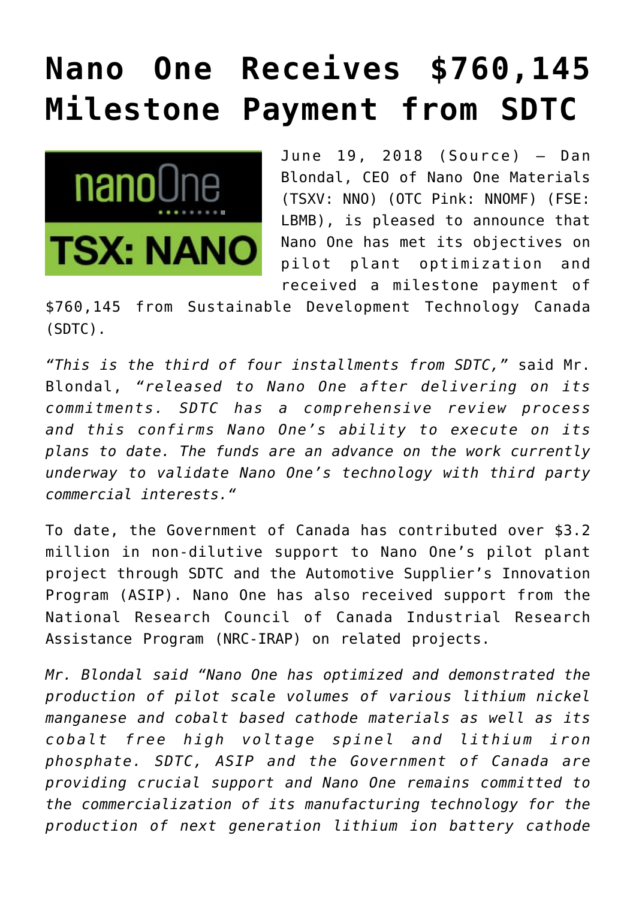# Nano One Receives $760,145 Milestone Payment from SDTC

June 19, 2018 (Source) — Dan Blondal, CEO of Nano One Materials (TSXV: NNO) (OTC Pink: NNOMF) (FSE: LBMB), is pleased to announce that Nano One has met its objectives on pilot plant optimization and received a milestone payment of $760,145 from Sustainable Development Technology Canada (SDTC).

*"This is the third of four installments from SDTC,"* said Mr. Blondal, *"released to Nano One after delivering on its commitments. SDTC has a comprehensive review process and this confirms Nano One's ability to execute on its plans to date. The funds are an advance on the work currently underway to validate Nano One's technology with third party commercial interests."*

To date, the Government of Canada has contributed over $3.2 million in non-dilutive support to Nano One's pilot plant project through SDTC and the Automotive Supplier's Innovation Program (ASIP). Nano One has also received support from the National Research Council of Canada Industrial Research Assistance Program (NRC-IRAP) on related projects.

*Mr. Blondal said "Nano One has optimized and demonstrated the production of pilot scale volumes of various lithium nickel manganese and cobalt based cathode materials as well as its cobalt free high voltage spinel and lithium iron phosphate. SDTC, ASIP and the Government of Canada are providing crucial support and Nano One remains committed to the commercialization of its manufacturing technology for the production of next generation lithium ion battery cathode*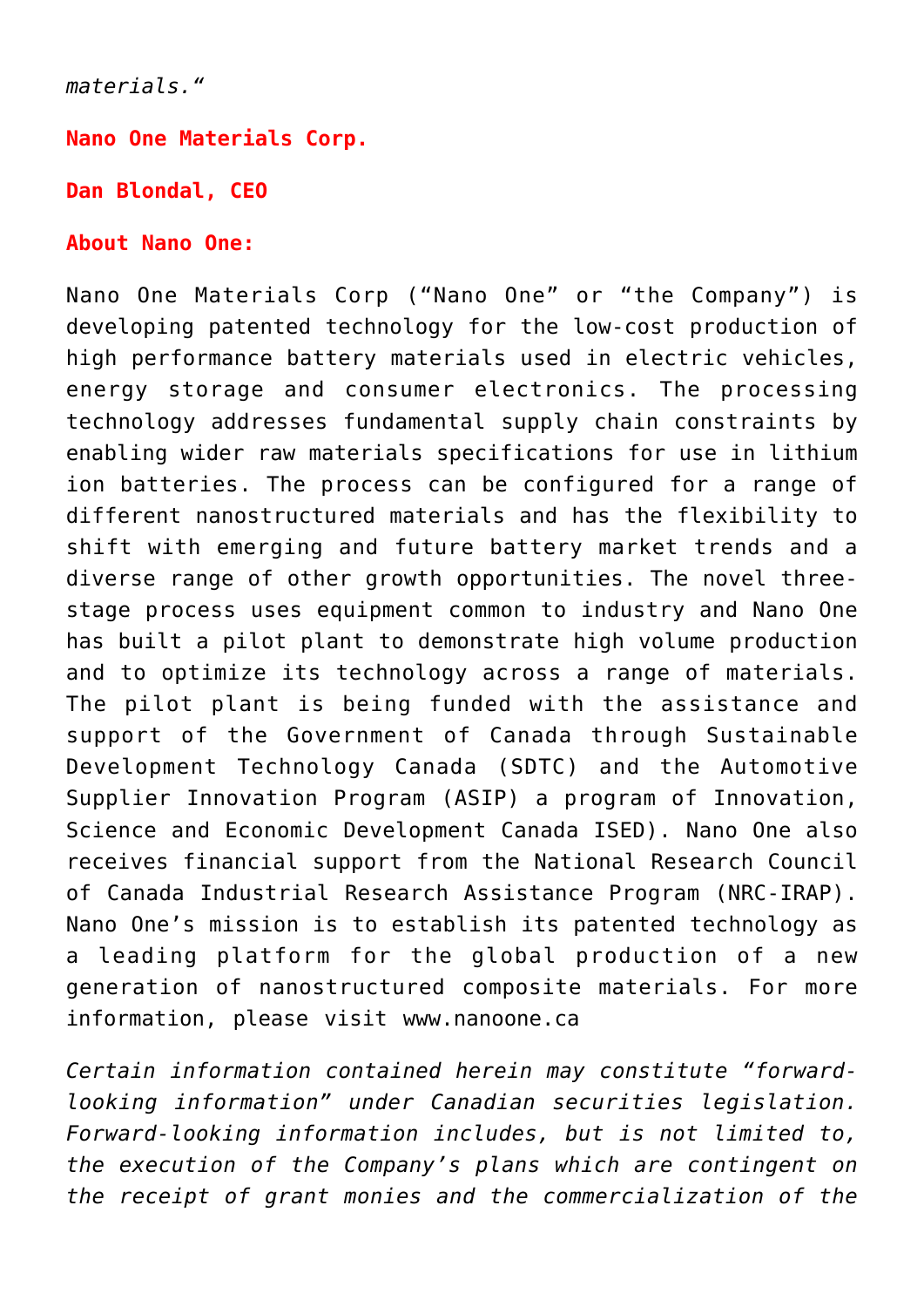*materials."*

**Nano One Materials Corp.**

**Dan Blondal, CEO**

**About Nano One:**

Nano One Materials Corp ("Nano One" or "the Company") is developing patented technology for the low-cost production of high performance battery materials used in electric vehicles, energy storage and consumer electronics. The processing technology addresses fundamental supply chain constraints by enabling wider raw materials specifications for use in lithium ion batteries. The process can be configured for a range of different nanostructured materials and has the flexibility to shift with emerging and future battery market trends and a diverse range of other growth opportunities. The novel three-stage process uses equipment common to industry and Nano One has built a pilot plant to demonstrate high volume production and to optimize its technology across a range of materials. The pilot plant is being funded with the assistance and support of the Government of Canada through Sustainable Development Technology Canada (SDTC) and the Automotive Supplier Innovation Program (ASIP) a program of Innovation, Science and Economic Development Canada ISED). Nano One also receives financial support from the National Research Council of Canada Industrial Research Assistance Program (NRC-IRAP). Nano One's mission is to establish its patented technology as a leading platform for the global production of a new generation of nanostructured composite materials. For more information, please visit www.nanoone.ca

*Certain information contained herein may constitute "forward-looking information" under Canadian securities legislation. Forward-looking information includes, but is not limited to, the execution of the Company's plans which are contingent on the receipt of grant monies and the commercialization of the*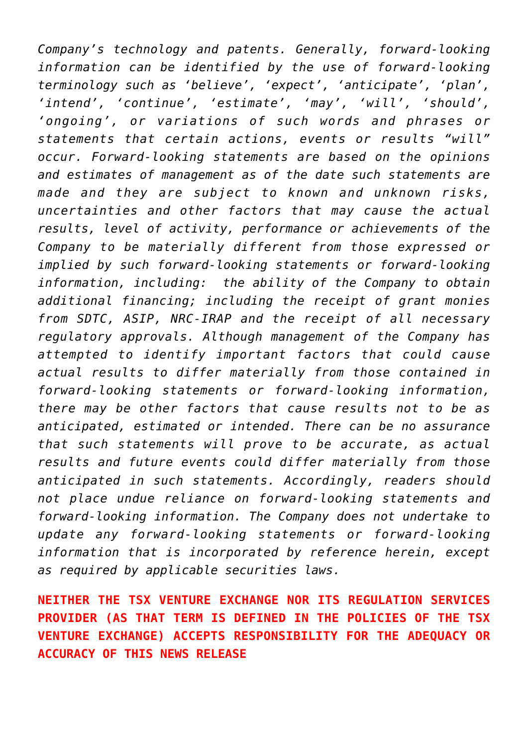*Company’s technology and patents. Generally, forward-looking information can be identified by the use of forward-looking terminology such as ‘believe’, ‘expect’, ‘anticipate’, ‘plan’, ‘intend’, ‘continue’, ‘estimate’, ‘may’, ‘will’, ‘should’, ‘ongoing’, or variations of such words and phrases or statements that certain actions, events or results “will” occur. Forward-looking statements are based on the opinions and estimates of management as of the date such statements are made and they are subject to known and unknown risks, uncertainties and other factors that may cause the actual results, level of activity, performance or achievements of the Company to be materially different from those expressed or implied by such forward-looking statements or forward-looking information, including: the ability of the Company to obtain additional financing; including the receipt of grant monies from SDTC, ASIP, NRC-IRAP and the receipt of all necessary regulatory approvals. Although management of the Company has attempted to identify important factors that could cause actual results to differ materially from those contained in forward-looking statements or forward-looking information, there may be other factors that cause results not to be as anticipated, estimated or intended. There can be no assurance that such statements will prove to be accurate, as actual results and future events could differ materially from those anticipated in such statements. Accordingly, readers should not place undue reliance on forward-looking statements and forward-looking information. The Company does not undertake to update any forward-looking statements or forward-looking information that is incorporated by reference herein, except as required by applicable securities laws.*

**NEITHER THE TSX VENTURE EXCHANGE NOR ITS REGULATION SERVICES PROVIDER (AS THAT TERM IS DEFINED IN THE POLICIES OF THE TSX VENTURE EXCHANGE) ACCEPTS RESPONSIBILITY FOR THE ADEQUACY OR ACCURACY OF THIS NEWS RELEASE**